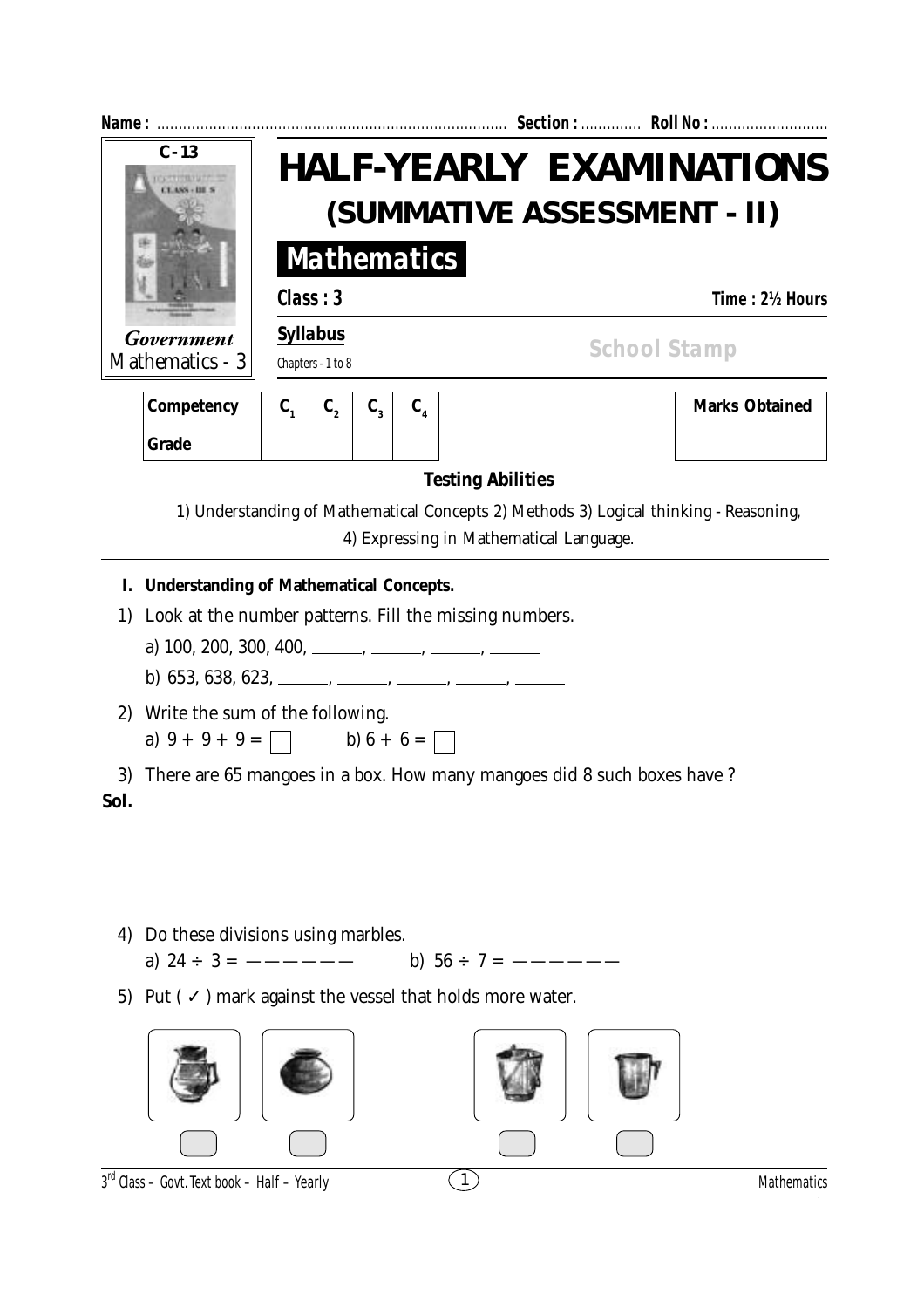**Name :** ................................................................................ **Section :** ............. **Roll No :** ...........................

C - 13

*Government* Mathematics - 3

# HALF-YEARLY EXAMINATIONS

## (SUMMATIVE ASSESSMENT - II)

## Mathematics

**Class : 3** **Time : 2½ Hours**

**Syllabus**

Chapters - 1 to 8

School Stamp

| Competency | $C_1$ | $C_2$ | $C_3$ | $C_4$ |
|---|---|---|---|---|
| Grade | | | | |

| Marks Obtained |
|---|
| |

**Testing Abilities**

1) Understanding of Mathematical Concepts 2) Methods 3) Logical thinking - Reasoning, 4) Expressing in Mathematical Language.

---

**I. Understanding of Mathematical Concepts.**

1) Look at the number patterns. Fill the missing numbers.

a) 100, 200, 300, 400, ______, ______, ______, ______

b) 653, 638, 623, ______, ______, ______, ______, ______

2) Write the sum of the following.

a) $9 + 9 + 9 = \square$   b) $6 + 6 = \square$

3) There are 65 mangoes in a box. How many mangoes did 8 such boxes have ?

**Sol.**

4) Do these divisions using marbles.

a) $24 \div 3 =$ ——————   b) $56 \div 7 =$ ——————

5) Put ( ✓ ) mark against the vessel that holds more water.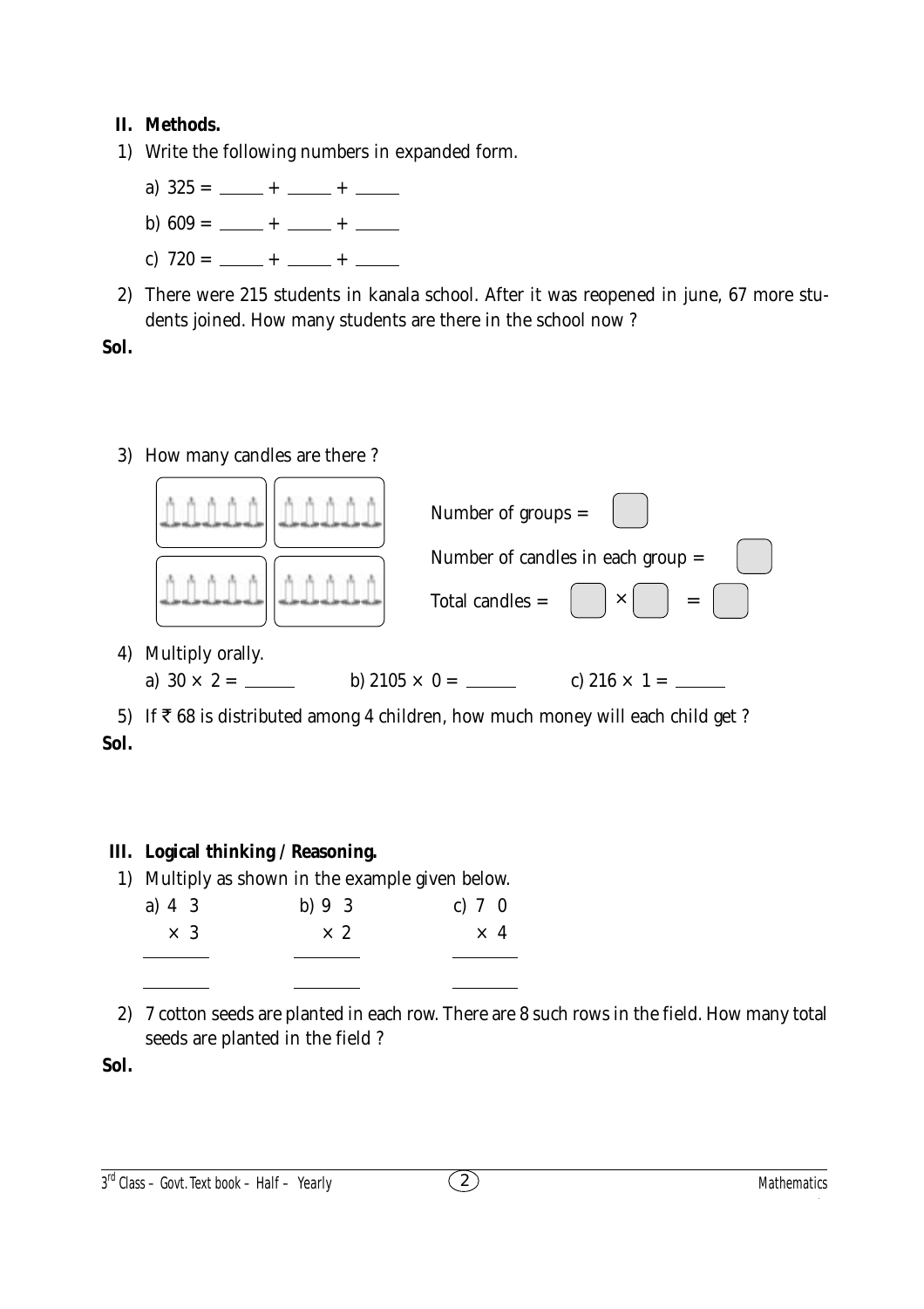## II. Methods.

1) Write the following numbers in expanded form.

   a) 325 = _____ + _____ + _____

   b) 609 = _____ + _____ + _____

   c) 720 = _____ + _____ + _____

2) There were 215 students in kanala school. After it was reopened in june, 67 more students joined. How many students are there in the school now ?

**Sol.**

3) How many candles are there ?

   Number of groups = ☐

   Number of candles in each group = ☐

   Total candles = ☐ × ☐ = ☐

4) Multiply orally.

   a) $30 \times 2 =$ _____  b) $2105 \times 0 =$ _____  c) $216 \times 1 =$ _____

5) If ₹ 68 is distributed among 4 children, how much money will each child get ?

**Sol.**

## III. Logical thinking / Reasoning.

1) Multiply as shown in the example given below.

   a) $\begin{array}{r} 4\ 3 \\ \times\ 3 \\ \hline \\ \hline \end{array}$  b) $\begin{array}{r} 9\ 3 \\ \times\ 2 \\ \hline \\ \hline \end{array}$  c) $\begin{array}{r} 7\ 0 \\ \times\ 4 \\ \hline \\ \hline \end{array}$

2) 7 cotton seeds are planted in each row. There are 8 such rows in the field. How many total seeds are planted in the field ?

**Sol.**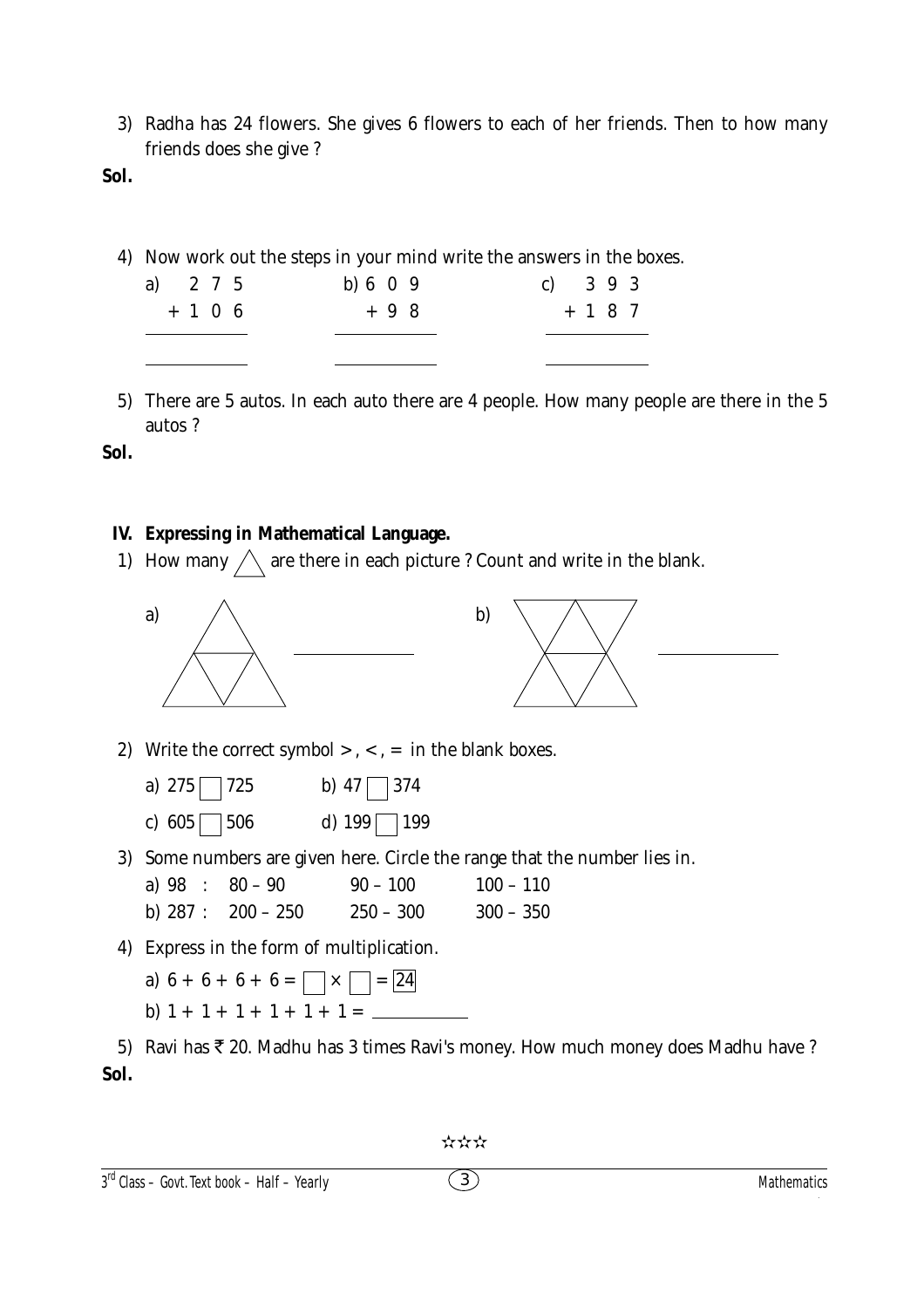3) Radha has 24 flowers. She gives 6 flowers to each of her friends. Then to how many friends does she give ?

**Sol.**

4) Now work out the steps in your mind write the answers in the boxes.

a)
```
   2 7 5
 + 1 0 6
 -------

 -------
```

b)
```
   6 0 9
   + 9 8
 -------

 -------
```

c)
```
   3 9 3
 + 1 8 7
 -------

 -------
```

5) There are 5 autos. In each auto there are 4 people. How many people are there in the 5 autos ?

**Sol.**

**IV. Expressing in Mathematical Language.**

1) How many △ are there in each picture ? Count and write in the blank.

a) \_\_\_\_\_\_\_\_\_\_

b) \_\_\_\_\_\_\_\_\_\_

2) Write the correct symbol >, <, = in the blank boxes.

a) 275 ☐ 725  b) 47 ☐ 374

c) 605 ☐ 506  d) 199 ☐ 199

3) Some numbers are given here. Circle the range that the number lies in.

a) 98 : 80 – 90  90 – 100  100 – 110

b) 287 : 200 – 250  250 – 300  300 – 350

4) Express in the form of multiplication.

a) 6 + 6 + 6 + 6 = ☐ × ☐ = 24

b) 1 + 1 + 1 + 1 + 1 + 1 = \_\_\_\_\_\_\_\_\_\_

5) Ravi has ₹ 20. Madhu has 3 times Ravi's money. How much money does Madhu have ?

**Sol.**

☆☆☆